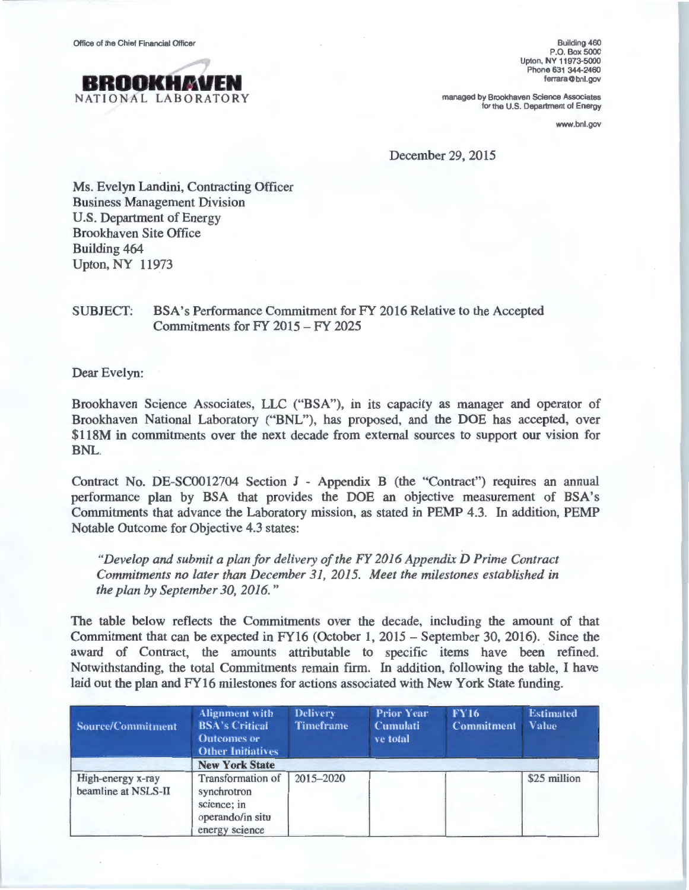Office of the Chief Financial Officer

**BROOKHAVEN**
NATIONAL LABORATORY

Building 460
P.O. Box 5000
Upton, NY 11973-5000
Phone 631 344-2460
ferrara@bnl.gov

managed by Brookhaven Science Associates
for the U.S. Department of Energy

www.bnl.gov

December 29, 2015

Ms. Evelyn Landini, Contracting Officer
Business Management Division
U.S. Department of Energy
Brookhaven Site Office
Building 464
Upton, NY 11973

SUBJECT: BSA's Performance Commitment for FY 2016 Relative to the Accepted Commitments for FY 2015 – FY 2025

Dear Evelyn:

Brookhaven Science Associates, LLC ("BSA"), in its capacity as manager and operator of Brookhaven National Laboratory ("BNL"), has proposed, and the DOE has accepted, over $118M in commitments over the next decade from external sources to support our vision for BNL.

Contract No. DE-SC0012704 Section J - Appendix B (the "Contract") requires an annual performance plan by BSA that provides the DOE an objective measurement of BSA's Commitments that advance the Laboratory mission, as stated in PEMP 4.3. In addition, PEMP Notable Outcome for Objective 4.3 states:

> *"Develop and submit a plan for delivery of the FY 2016 Appendix D Prime Contract Commitments no later than December 31, 2015. Meet the milestones established in the plan by September 30, 2016."*

The table below reflects the Commitments over the decade, including the amount of that Commitment that can be expected in FY16 (October 1, 2015 – September 30, 2016). Since the award of Contract, the amounts attributable to specific items have been refined. Notwithstanding, the total Commitments remain firm. In addition, following the table, I have laid out the plan and FY16 milestones for actions associated with New York State funding.

| Source/Commitment | Alignment with BSA's Critical Outcomes or Other Initiatives | Delivery Timeframe | Prior Year Cumulative total | FY16 Commitment | Estimated Value |
|---|---|---|---|---|---|
| | **New York State** | | | | |
| High-energy x-ray beamline at NSLS-II | Transformation of synchrotron science; in operando/in situ energy science | 2015–2020 | | | $25 million |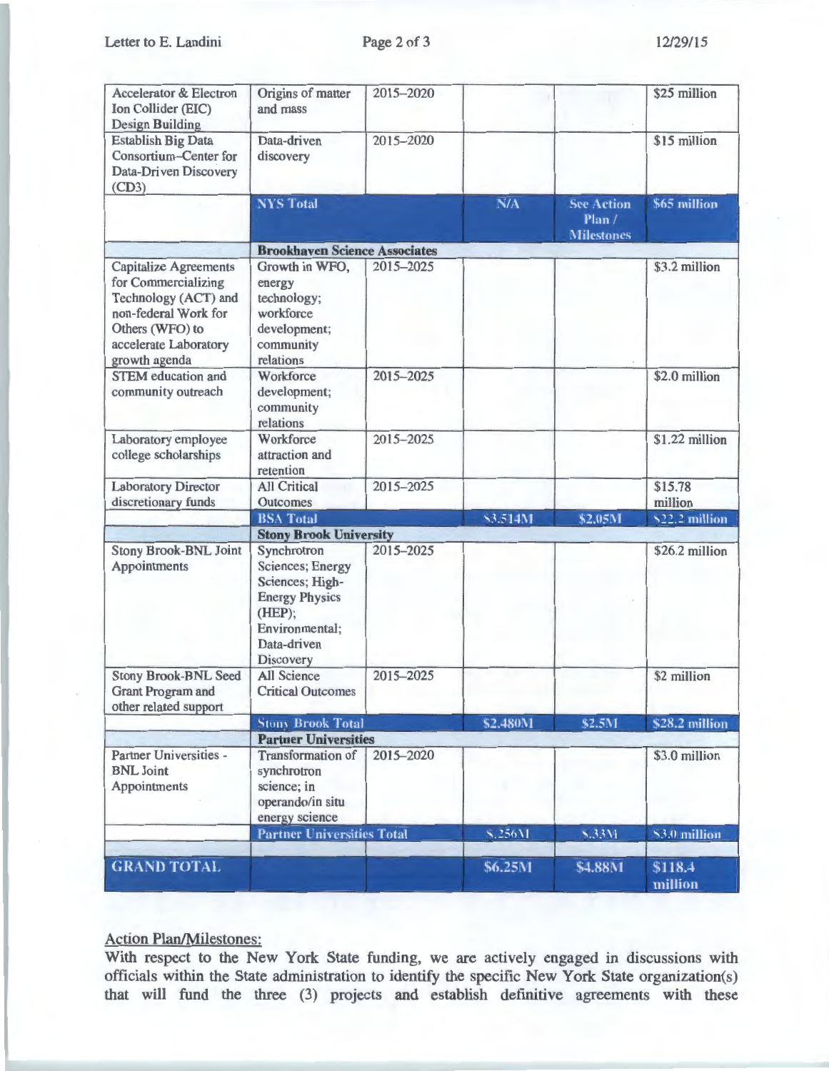| | | | | | |
|---|---|---|---|---|---|
| Accelerator & Electron Ion Collider (EIC) Design Building | Origins of matter and mass | 2015–2020 | | | $25 million |
| Establish Big Data Consortium–Center for Data-Driven Discovery (CD3) | Data-driven discovery | 2015–2020 | | | $15 million |
| | **NYS Total** | | **N/A** | **See Action Plan / Milestones** | **$65 million** |
| | **Brookhaven Science Associates** | | | | |
| Capitalize Agreements for Commercializing Technology (ACT) and non-federal Work for Others (WFO) to accelerate Laboratory growth agenda | Growth in WFO, energy technology; workforce development; community relations | 2015–2025 | | | $3.2 million |
| STEM education and community outreach | Workforce development; community relations | 2015–2025 | | | $2.0 million |
| Laboratory employee college scholarships | Workforce attraction and retention | 2015–2025 | | | $1.22 million |
| Laboratory Director discretionary funds | All Critical Outcomes | 2015–2025 | | | $15.78 million |
| | **BSA Total** | | **$3.514M** | **$2.05M** | **$22.2 million** |
| | **Stony Brook University** | | | | |
| Stony Brook-BNL Joint Appointments | Synchrotron Sciences; Energy Sciences; High-Energy Physics (HEP); Environmental; Data-driven Discovery | 2015–2025 | | | $26.2 million |
| Stony Brook-BNL Seed Grant Program and other related support | All Science Critical Outcomes | 2015–2025 | | | $2 million |
| | **Stony Brook Total** | | **$2.480M** | **$2.5M** | **$28.2 million** |
| | **Partner Universities** | | | | |
| Partner Universities - BNL Joint Appointments | Transformation of synchrotron science; in operando/in situ energy science | 2015–2020 | | | $3.0 million |
| | **Partner Universities Total** | | **$.256M** | **$.33M** | **$3.0 million** |
| | | | | | |
| **GRAND TOTAL** | | | **$6.25M** | **$4.88M** | **$118.4 million** |

Action Plan/Milestones:

With respect to the New York State funding, we are actively engaged in discussions with officials within the State administration to identify the specific New York State organization(s) that will fund the three (3) projects and establish definitive agreements with these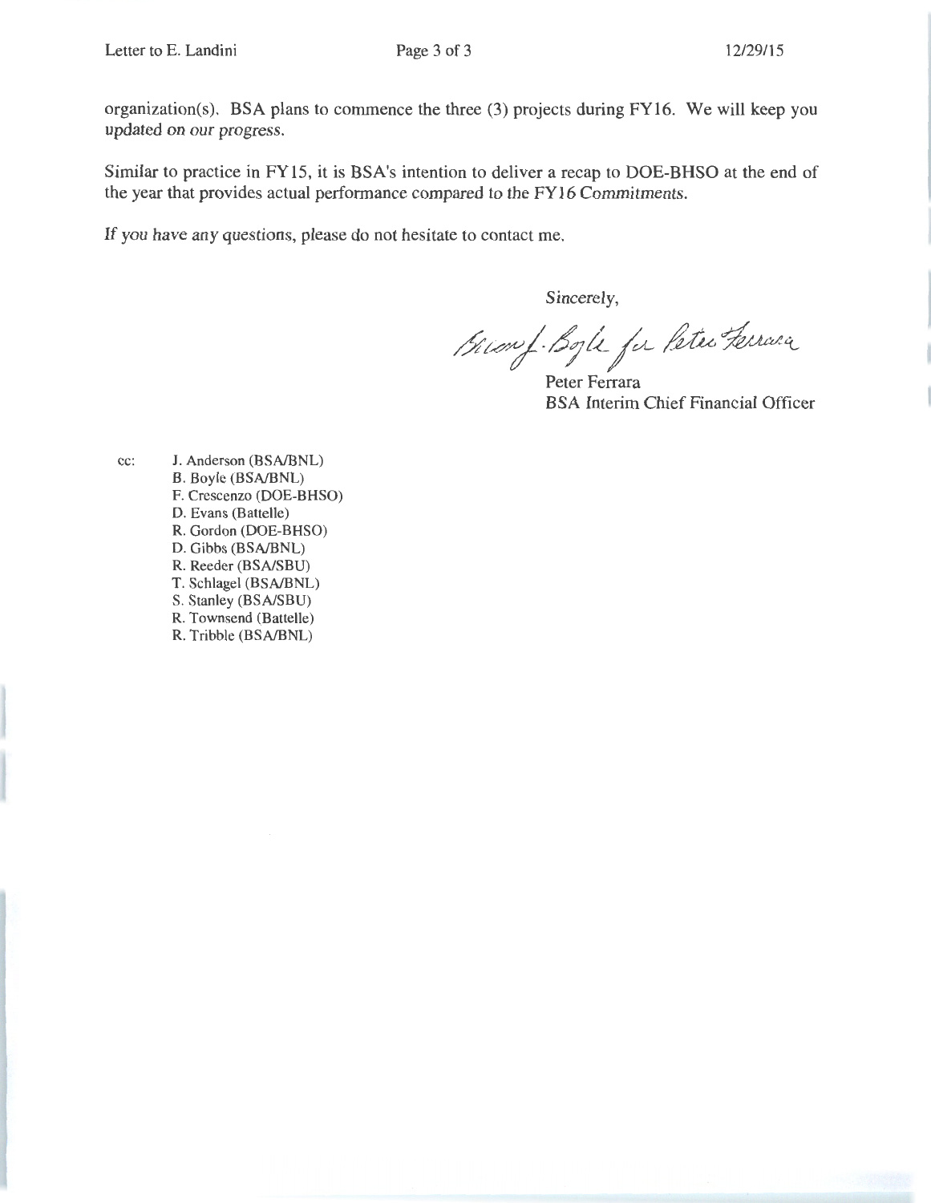organization(s). BSA plans to commence the three (3) projects during FY16. We will keep you updated on our progress.

Similar to practice in FY15, it is BSA's intention to deliver a recap to DOE-BHSO at the end of the year that provides actual performance compared to the FY16 Commitments.

If you have any questions, please do not hesitate to contact me.

Sincerely,

Brian J. Boyle for Peter Ferrara

Peter Ferrara
BSA Interim Chief Financial Officer

cc:
- J. Anderson (BSA/BNL)
- B. Boyle (BSA/BNL)
- F. Crescenzo (DOE-BHSO)
- D. Evans (Battelle)
- R. Gordon (DOE-BHSO)
- D. Gibbs (BSA/BNL)
- R. Reeder (BSA/SBU)
- T. Schlagel (BSA/BNL)
- S. Stanley (BSA/SBU)
- R. Townsend (Battelle)
- R. Tribble (BSA/BNL)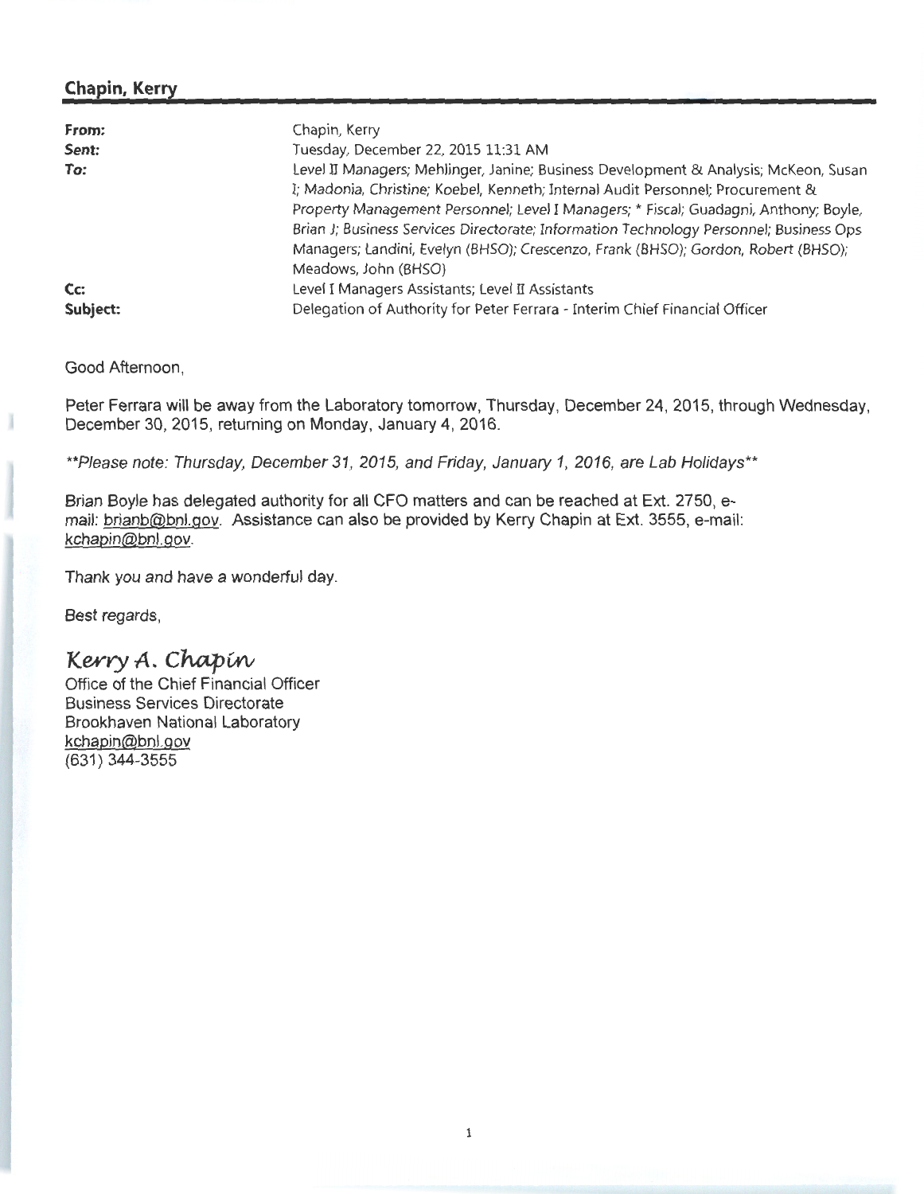## Chapin, Kerry

| | |
|---|---|
| **From:** | Chapin, Kerry |
| **Sent:** | Tuesday, December 22, 2015 11:31 AM |
| **To:** | Level II Managers; Mehlinger, Janine; Business Development & Analysis; McKeon, Susan J; Madonia, Christine; Koebel, Kenneth; Internal Audit Personnel; Procurement & Property Management Personnel; Level I Managers; * Fiscal; Guadagni, Anthony; Boyle, Brian J; Business Services Directorate; Information Technology Personnel; Business Ops Managers; Landini, Evelyn (BHSO); Crescenzo, Frank (BHSO); Gordon, Robert (BHSO); Meadows, John (BHSO) |
| **Cc:** | Level I Managers Assistants; Level II Assistants |
| **Subject:** | Delegation of Authority for Peter Ferrara - Interim Chief Financial Officer |

Good Afternoon,

Peter Ferrara will be away from the Laboratory tomorrow, Thursday, December 24, 2015, through Wednesday, December 30, 2015, returning on Monday, January 4, 2016.

*\*\*Please note: Thursday, December 31, 2015, and Friday, January 1, 2016, are Lab Holidays\*\**

Brian Boyle has delegated authority for all CFO matters and can be reached at Ext. 2750, e-mail: brianb@bnl.gov. Assistance can also be provided by Kerry Chapin at Ext. 3555, e-mail: kchapin@bnl.gov.

Thank you and have a wonderful day.

Best regards,

*Kerry A. Chapin*
Office of the Chief Financial Officer
Business Services Directorate
Brookhaven National Laboratory
kchapin@bnl.gov
(631) 344-3555